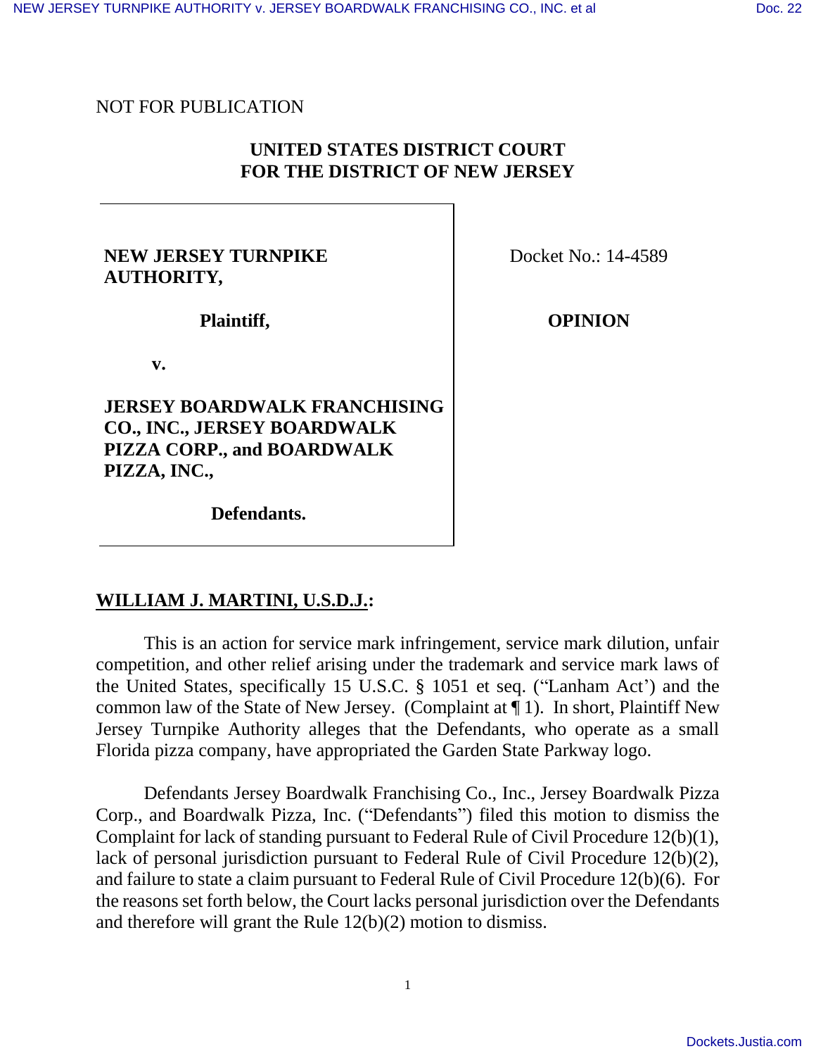NOT FOR PUBLICATION

**UNITED STATES DISTRICT COURT**
**FOR THE DISTRICT OF NEW JERSEY**

| | |
|---|---|
| **NEW JERSEY TURNPIKE AUTHORITY,** | Docket No.: 14-4589 |
| **Plaintiff,** | **OPINION** |
| **v.** | |
| **JERSEY BOARDWALK FRANCHISING CO., INC., JERSEY BOARDWALK PIZZA CORP., and BOARDWALK PIZZA, INC.,** | |
| **Defendants.** | |

**WILLIAM J. MARTINI, U.S.D.J.:**

This is an action for service mark infringement, service mark dilution, unfair competition, and other relief arising under the trademark and service mark laws of the United States, specifically 15 U.S.C. § 1051 et seq. ("Lanham Act') and the common law of the State of New Jersey. (Complaint at ¶ 1). In short, Plaintiff New Jersey Turnpike Authority alleges that the Defendants, who operate as a small Florida pizza company, have appropriated the Garden State Parkway logo.

Defendants Jersey Boardwalk Franchising Co., Inc., Jersey Boardwalk Pizza Corp., and Boardwalk Pizza, Inc. ("Defendants") filed this motion to dismiss the Complaint for lack of standing pursuant to Federal Rule of Civil Procedure 12(b)(1), lack of personal jurisdiction pursuant to Federal Rule of Civil Procedure 12(b)(2), and failure to state a claim pursuant to Federal Rule of Civil Procedure 12(b)(6). For the reasons set forth below, the Court lacks personal jurisdiction over the Defendants and therefore will grant the Rule 12(b)(2) motion to dismiss.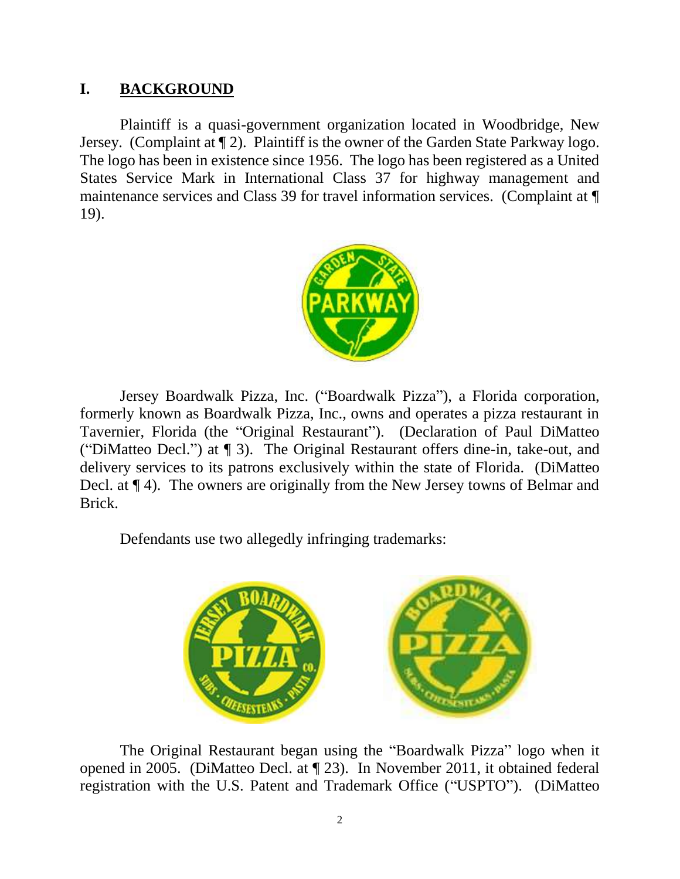## I. BACKGROUND

Plaintiff is a quasi-government organization located in Woodbridge, New Jersey. (Complaint at ¶ 2). Plaintiff is the owner of the Garden State Parkway logo. The logo has been in existence since 1956. The logo has been registered as a United States Service Mark in International Class 37 for highway management and maintenance services and Class 39 for travel information services. (Complaint at ¶ 19).

Jersey Boardwalk Pizza, Inc. ("Boardwalk Pizza"), a Florida corporation, formerly known as Boardwalk Pizza, Inc., owns and operates a pizza restaurant in Tavernier, Florida (the "Original Restaurant"). (Declaration of Paul DiMatteo ("DiMatteo Decl.") at ¶ 3). The Original Restaurant offers dine-in, take-out, and delivery services to its patrons exclusively within the state of Florida. (DiMatteo Decl. at ¶ 4). The owners are originally from the New Jersey towns of Belmar and Brick.

Defendants use two allegedly infringing trademarks:

The Original Restaurant began using the "Boardwalk Pizza" logo when it opened in 2005. (DiMatteo Decl. at ¶ 23). In November 2011, it obtained federal registration with the U.S. Patent and Trademark Office ("USPTO"). (DiMatteo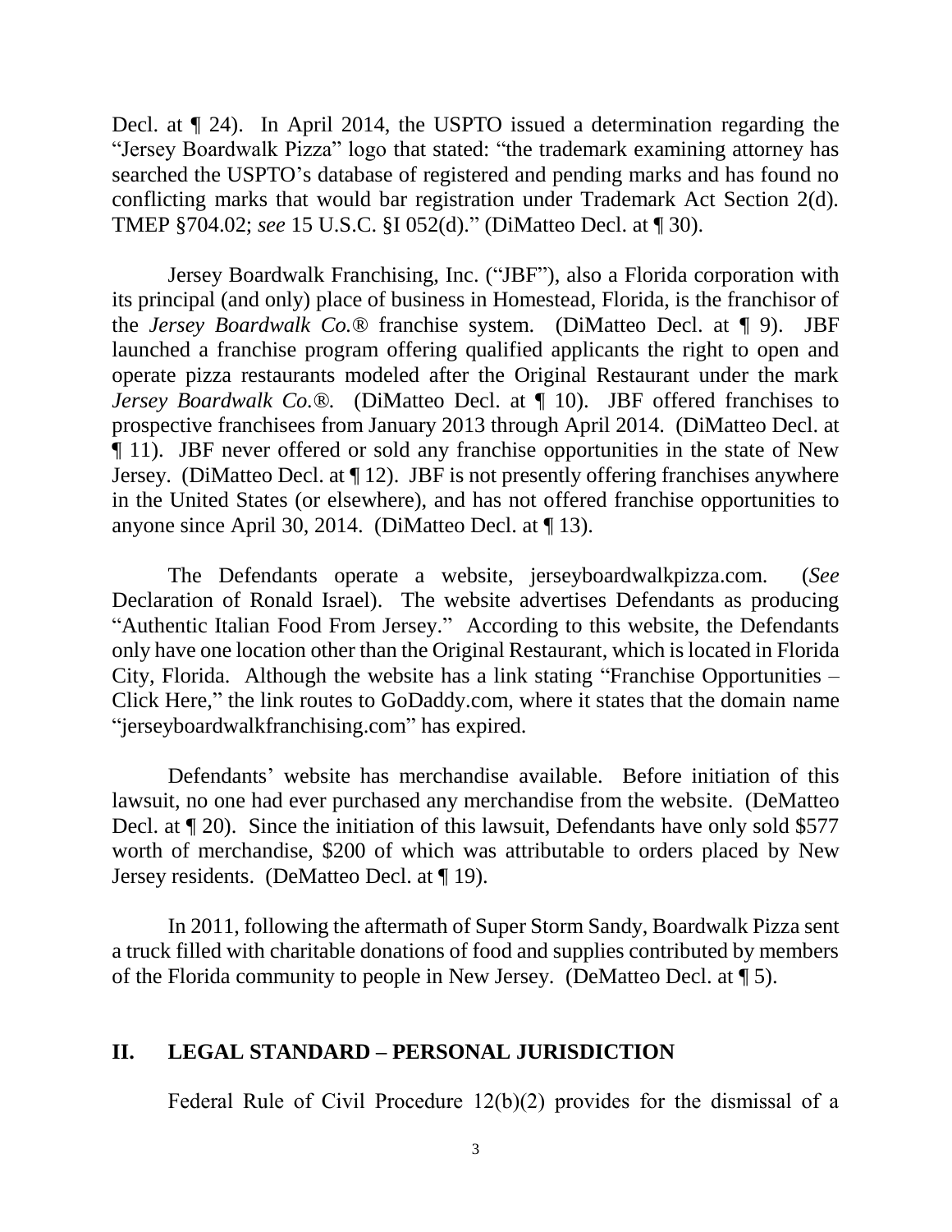Decl. at ¶ 24). In April 2014, the USPTO issued a determination regarding the "Jersey Boardwalk Pizza" logo that stated: "the trademark examining attorney has searched the USPTO's database of registered and pending marks and has found no conflicting marks that would bar registration under Trademark Act Section 2(d). TMEP §704.02; *see* 15 U.S.C. §I 052(d)." (DiMatteo Decl. at ¶ 30).

Jersey Boardwalk Franchising, Inc. ("JBF"), also a Florida corporation with its principal (and only) place of business in Homestead, Florida, is the franchisor of the *Jersey Boardwalk Co.®* franchise system. (DiMatteo Decl. at ¶ 9). JBF launched a franchise program offering qualified applicants the right to open and operate pizza restaurants modeled after the Original Restaurant under the mark *Jersey Boardwalk Co.®*. (DiMatteo Decl. at ¶ 10). JBF offered franchises to prospective franchisees from January 2013 through April 2014. (DiMatteo Decl. at ¶ 11). JBF never offered or sold any franchise opportunities in the state of New Jersey. (DiMatteo Decl. at ¶ 12). JBF is not presently offering franchises anywhere in the United States (or elsewhere), and has not offered franchise opportunities to anyone since April 30, 2014. (DiMatteo Decl. at ¶ 13).

The Defendants operate a website, jerseyboardwalkpizza.com. (*See* Declaration of Ronald Israel). The website advertises Defendants as producing "Authentic Italian Food From Jersey." According to this website, the Defendants only have one location other than the Original Restaurant, which is located in Florida City, Florida. Although the website has a link stating "Franchise Opportunities – Click Here," the link routes to GoDaddy.com, where it states that the domain name "jerseyboardwalkfranchising.com" has expired.

Defendants' website has merchandise available. Before initiation of this lawsuit, no one had ever purchased any merchandise from the website. (DeMatteo Decl. at ¶ 20). Since the initiation of this lawsuit, Defendants have only sold $577 worth of merchandise, $200 of which was attributable to orders placed by New Jersey residents. (DeMatteo Decl. at ¶ 19).

In 2011, following the aftermath of Super Storm Sandy, Boardwalk Pizza sent a truck filled with charitable donations of food and supplies contributed by members of the Florida community to people in New Jersey. (DeMatteo Decl. at ¶ 5).

## II. LEGAL STANDARD – PERSONAL JURISDICTION

Federal Rule of Civil Procedure 12(b)(2) provides for the dismissal of a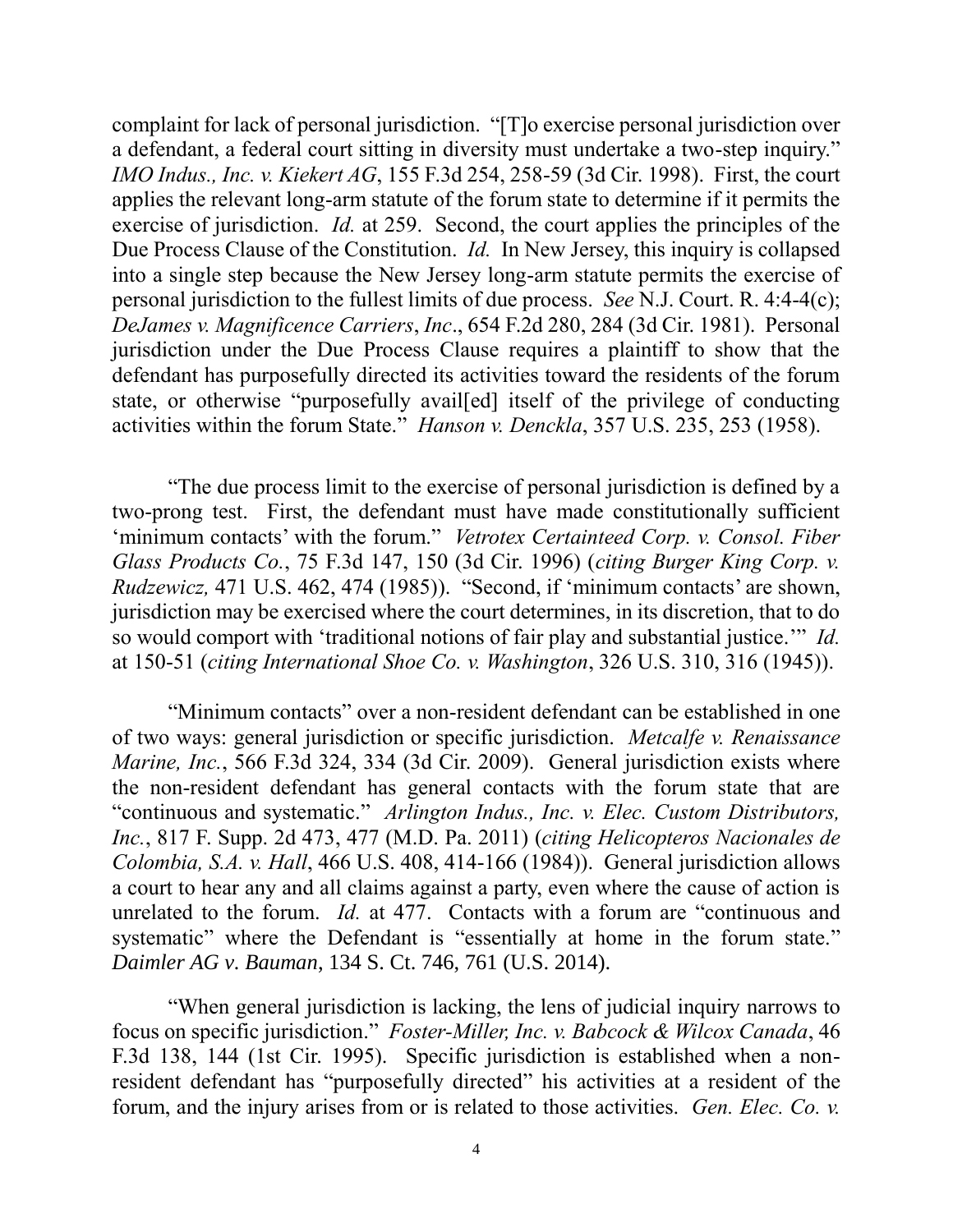complaint for lack of personal jurisdiction. "[T]o exercise personal jurisdiction over a defendant, a federal court sitting in diversity must undertake a two-step inquiry." *IMO Indus., Inc. v. Kiekert AG*, 155 F.3d 254, 258-59 (3d Cir. 1998). First, the court applies the relevant long-arm statute of the forum state to determine if it permits the exercise of jurisdiction. *Id.* at 259. Second, the court applies the principles of the Due Process Clause of the Constitution. *Id.* In New Jersey, this inquiry is collapsed into a single step because the New Jersey long-arm statute permits the exercise of personal jurisdiction to the fullest limits of due process. *See* N.J. Court. R. 4:4-4(c); *DeJames v. Magnificence Carriers*, *Inc*., 654 F.2d 280, 284 (3d Cir. 1981). Personal jurisdiction under the Due Process Clause requires a plaintiff to show that the defendant has purposefully directed its activities toward the residents of the forum state, or otherwise "purposefully avail[ed] itself of the privilege of conducting activities within the forum State." *Hanson v. Denckla*, 357 U.S. 235, 253 (1958).

"The due process limit to the exercise of personal jurisdiction is defined by a two-prong test. First, the defendant must have made constitutionally sufficient 'minimum contacts' with the forum." *Vetrotex Certainteed Corp. v. Consol. Fiber Glass Products Co.*, 75 F.3d 147, 150 (3d Cir. 1996) (*citing Burger King Corp. v. Rudzewicz,* 471 U.S. 462, 474 (1985)). "Second, if 'minimum contacts' are shown, jurisdiction may be exercised where the court determines, in its discretion, that to do so would comport with 'traditional notions of fair play and substantial justice.'" *Id.* at 150-51 (*citing International Shoe Co. v. Washington*, 326 U.S. 310, 316 (1945)).

"Minimum contacts" over a non-resident defendant can be established in one of two ways: general jurisdiction or specific jurisdiction. *Metcalfe v. Renaissance Marine, Inc.*, 566 F.3d 324, 334 (3d Cir. 2009). General jurisdiction exists where the non-resident defendant has general contacts with the forum state that are "continuous and systematic." *Arlington Indus., Inc. v. Elec. Custom Distributors, Inc.*, 817 F. Supp. 2d 473, 477 (M.D. Pa. 2011) (*citing Helicopteros Nacionales de Colombia, S.A. v. Hall*, 466 U.S. 408, 414-166 (1984)). General jurisdiction allows a court to hear any and all claims against a party, even where the cause of action is unrelated to the forum. *Id.* at 477. Contacts with a forum are "continuous and systematic" where the Defendant is "essentially at home in the forum state." *Daimler AG v. Bauman*, 134 S. Ct. 746, 761 (U.S. 2014).

"When general jurisdiction is lacking, the lens of judicial inquiry narrows to focus on specific jurisdiction." *Foster-Miller, Inc. v. Babcock & Wilcox Canada*, 46 F.3d 138, 144 (1st Cir. 1995). Specific jurisdiction is established when a non-resident defendant has "purposefully directed" his activities at a resident of the forum, and the injury arises from or is related to those activities. *Gen. Elec. Co. v.*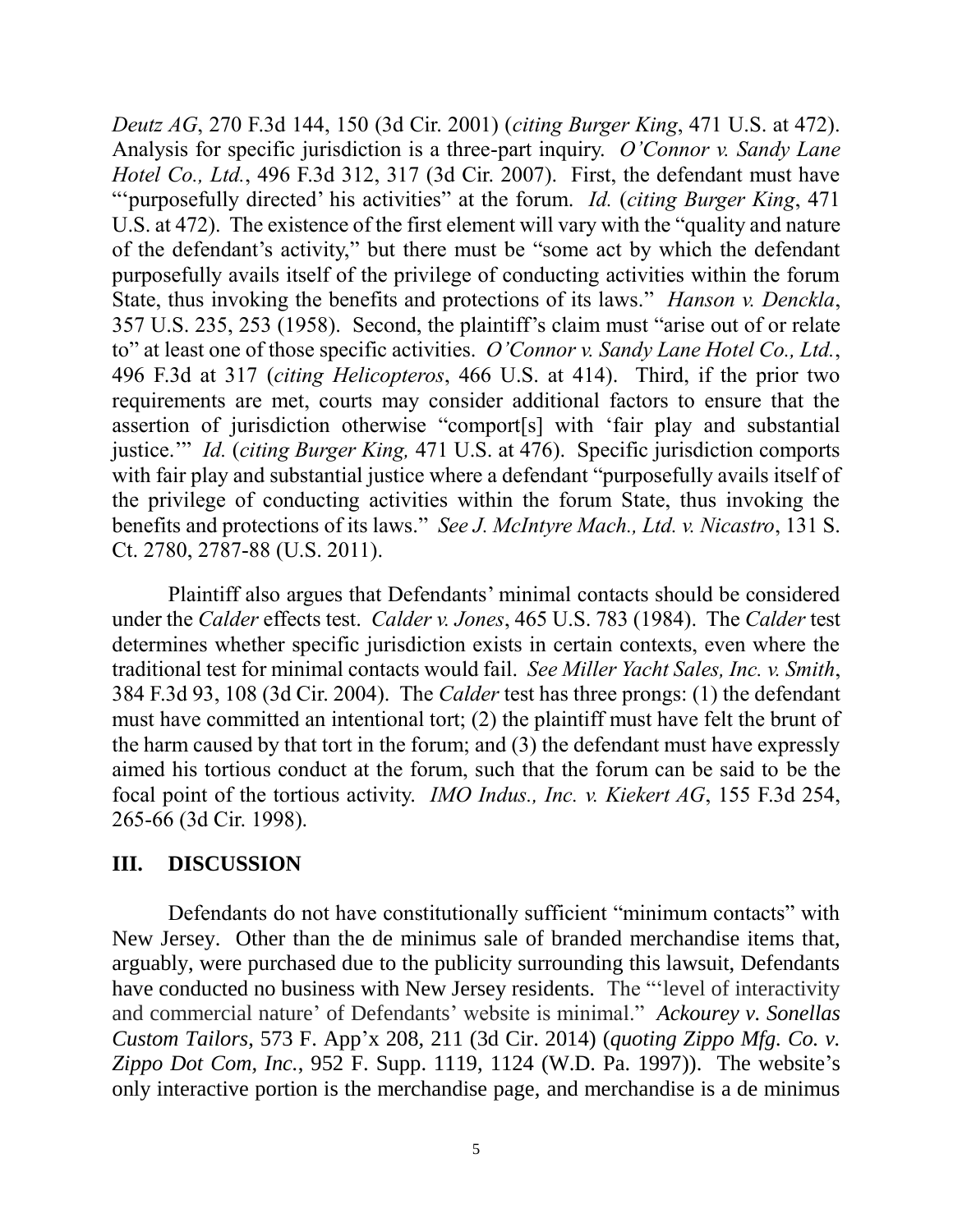*Deutz AG*, 270 F.3d 144, 150 (3d Cir. 2001) (*citing Burger King*, 471 U.S. at 472). Analysis for specific jurisdiction is a three-part inquiry. *O'Connor v. Sandy Lane Hotel Co., Ltd.*, 496 F.3d 312, 317 (3d Cir. 2007). First, the defendant must have "'purposefully directed' his activities" at the forum. *Id.* (*citing Burger King*, 471 U.S. at 472). The existence of the first element will vary with the "quality and nature of the defendant's activity," but there must be "some act by which the defendant purposefully avails itself of the privilege of conducting activities within the forum State, thus invoking the benefits and protections of its laws." *Hanson v. Denckla*, 357 U.S. 235, 253 (1958). Second, the plaintiff's claim must "arise out of or relate to" at least one of those specific activities. *O'Connor v. Sandy Lane Hotel Co., Ltd.*, 496 F.3d at 317 (*citing Helicopteros*, 466 U.S. at 414). Third, if the prior two requirements are met, courts may consider additional factors to ensure that the assertion of jurisdiction otherwise "comport[s] with 'fair play and substantial justice.'" *Id.* (*citing Burger King,* 471 U.S. at 476). Specific jurisdiction comports with fair play and substantial justice where a defendant "purposefully avails itself of the privilege of conducting activities within the forum State, thus invoking the benefits and protections of its laws." *See J. McIntyre Mach., Ltd. v. Nicastro*, 131 S. Ct. 2780, 2787-88 (U.S. 2011).

Plaintiff also argues that Defendants' minimal contacts should be considered under the *Calder* effects test. *Calder v. Jones*, 465 U.S. 783 (1984). The *Calder* test determines whether specific jurisdiction exists in certain contexts, even where the traditional test for minimal contacts would fail. *See Miller Yacht Sales, Inc. v. Smith*, 384 F.3d 93, 108 (3d Cir. 2004). The *Calder* test has three prongs: (1) the defendant must have committed an intentional tort; (2) the plaintiff must have felt the brunt of the harm caused by that tort in the forum; and (3) the defendant must have expressly aimed his tortious conduct at the forum, such that the forum can be said to be the focal point of the tortious activity. *IMO Indus., Inc. v. Kiekert AG*, 155 F.3d 254, 265-66 (3d Cir. 1998).

## III. DISCUSSION

Defendants do not have constitutionally sufficient "minimum contacts" with New Jersey. Other than the de minimus sale of branded merchandise items that, arguably, were purchased due to the publicity surrounding this lawsuit, Defendants have conducted no business with New Jersey residents. The "'level of interactivity and commercial nature' of Defendants' website is minimal." *Ackourey v. Sonellas Custom Tailors*, 573 F. App'x 208, 211 (3d Cir. 2014) (*quoting Zippo Mfg. Co. v. Zippo Dot Com, Inc.*, 952 F. Supp. 1119, 1124 (W.D. Pa. 1997)). The website's only interactive portion is the merchandise page, and merchandise is a de minimus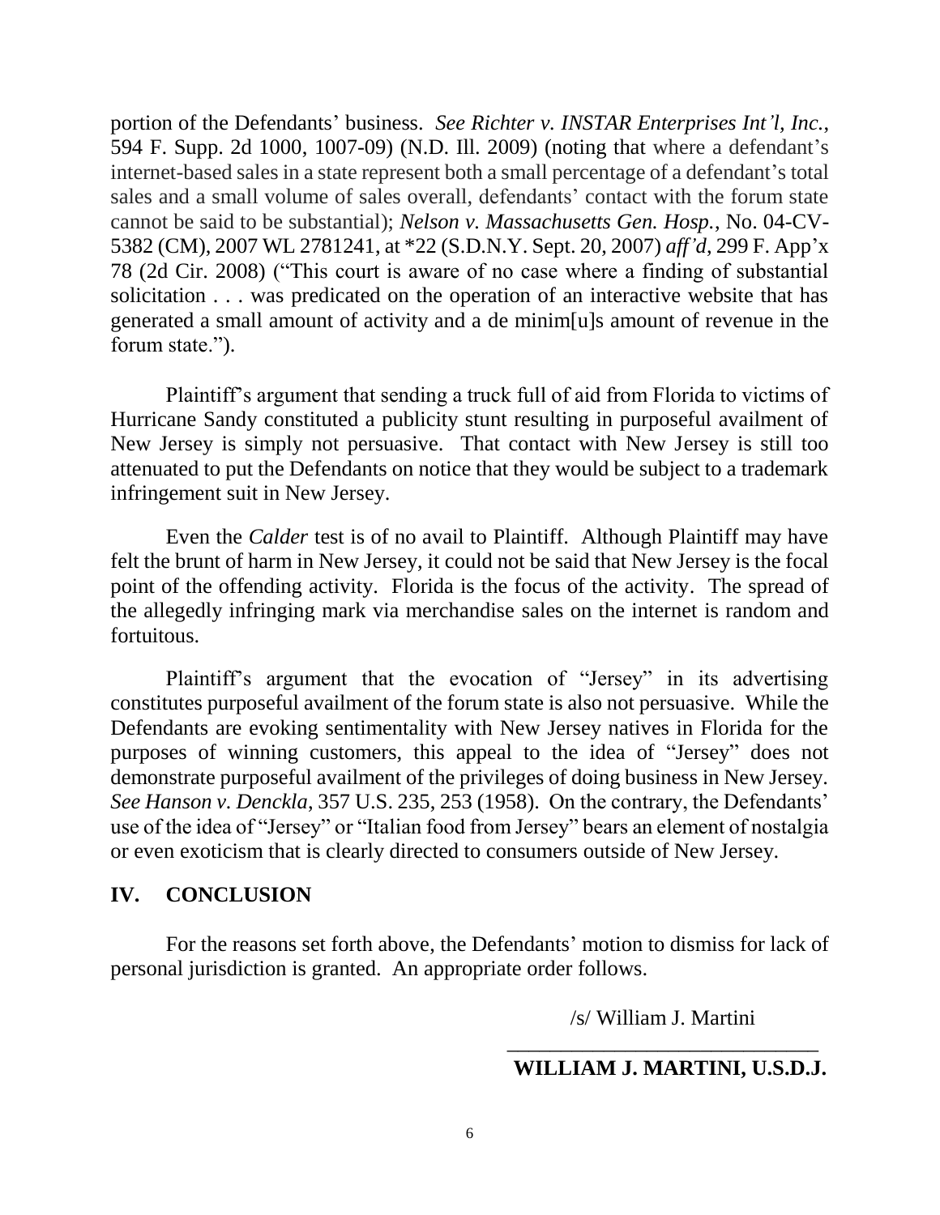portion of the Defendants' business. *See Richter v. INSTAR Enterprises Int'l, Inc.*, 594 F. Supp. 2d 1000, 1007-09) (N.D. Ill. 2009) (noting that where a defendant's internet-based sales in a state represent both a small percentage of a defendant's total sales and a small volume of sales overall, defendants' contact with the forum state cannot be said to be substantial); *Nelson v. Massachusetts Gen. Hosp.*, No. 04-CV-5382 (CM), 2007 WL 2781241, at *22 (S.D.N.Y. Sept. 20, 2007) *aff'd*, 299 F. App'x 78 (2d Cir. 2008) ("This court is aware of no case where a finding of substantial solicitation . . . was predicated on the operation of an interactive website that has generated a small amount of activity and a de minim[u]s amount of revenue in the forum state.").

Plaintiff's argument that sending a truck full of aid from Florida to victims of Hurricane Sandy constituted a publicity stunt resulting in purposeful availment of New Jersey is simply not persuasive. That contact with New Jersey is still too attenuated to put the Defendants on notice that they would be subject to a trademark infringement suit in New Jersey.

Even the *Calder* test is of no avail to Plaintiff. Although Plaintiff may have felt the brunt of harm in New Jersey, it could not be said that New Jersey is the focal point of the offending activity. Florida is the focus of the activity. The spread of the allegedly infringing mark via merchandise sales on the internet is random and fortuitous.

Plaintiff's argument that the evocation of "Jersey" in its advertising constitutes purposeful availment of the forum state is also not persuasive. While the Defendants are evoking sentimentality with New Jersey natives in Florida for the purposes of winning customers, this appeal to the idea of "Jersey" does not demonstrate purposeful availment of the privileges of doing business in New Jersey. *See Hanson v. Denckla*, 357 U.S. 235, 253 (1958). On the contrary, the Defendants' use of the idea of "Jersey" or "Italian food from Jersey" bears an element of nostalgia or even exoticism that is clearly directed to consumers outside of New Jersey.

## IV. CONCLUSION

For the reasons set forth above, the Defendants' motion to dismiss for lack of personal jurisdiction is granted. An appropriate order follows.

/s/ William J. Martini

______________________________

**WILLIAM J. MARTINI, U.S.D.J.**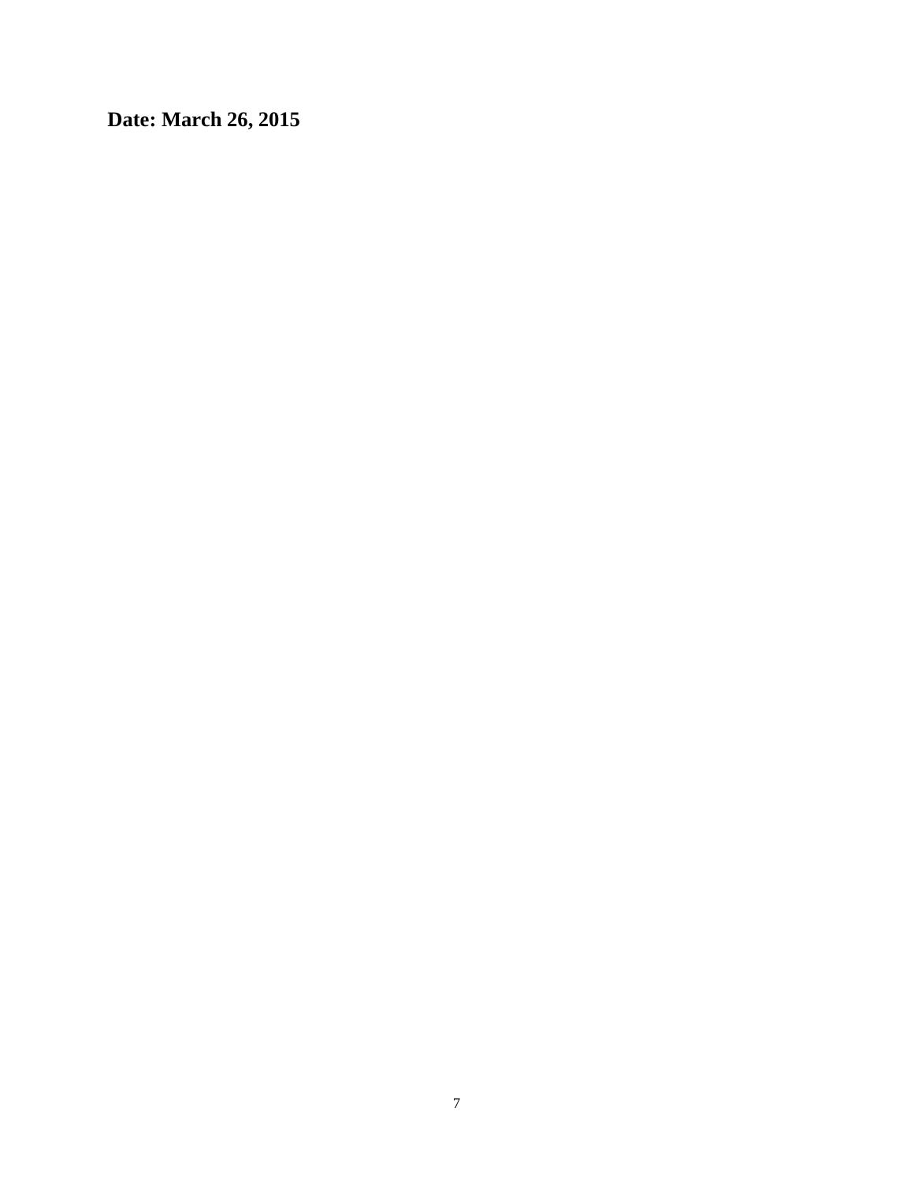**Date: March 26, 2015**